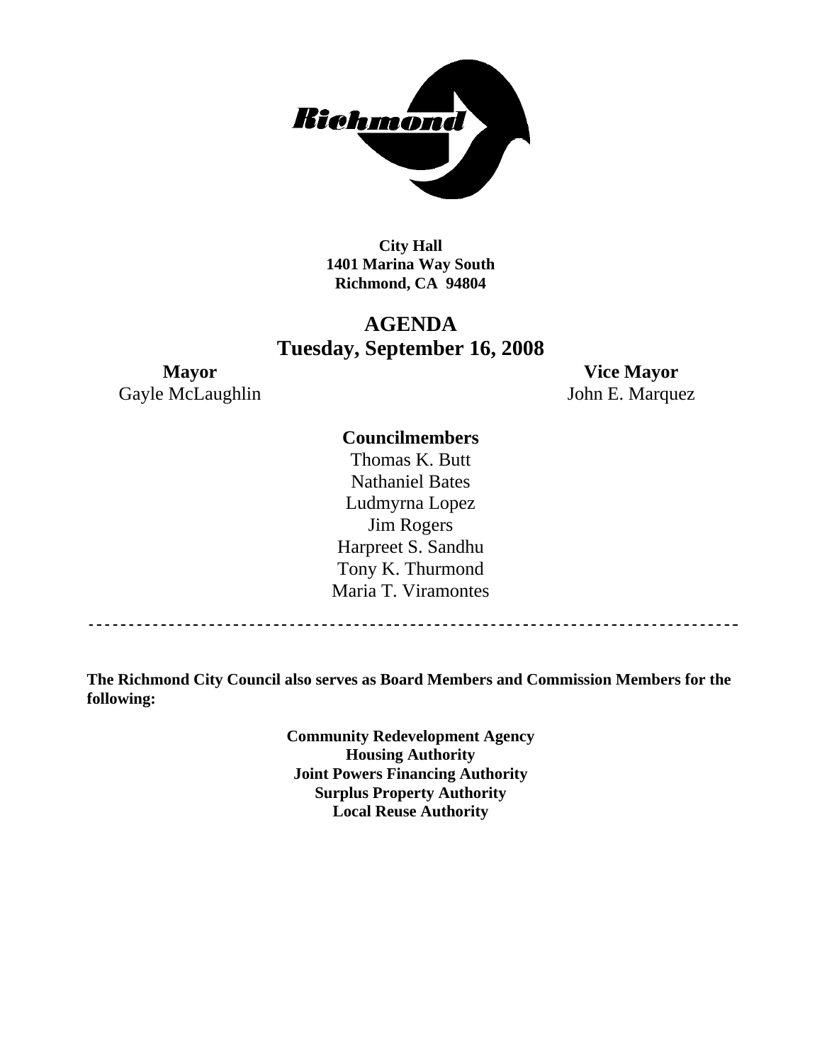**City Hall**
**1401 Marina Way South**
**Richmond, CA 94804**

# AGENDA
## Tuesday, September 16, 2008

**Mayor**
Gayle McLaughlin

**Vice Mayor**
John E. Marquez

**Councilmembers**
Thomas K. Butt
Nathaniel Bates
Ludmyrna Lopez
Jim Rogers
Harpreet S. Sandhu
Tony K. Thurmond
Maria T. Viramontes

---

**The Richmond City Council also serves as Board Members and Commission Members for the following:**

**Community Redevelopment Agency**
**Housing Authority**
**Joint Powers Financing Authority**
**Surplus Property Authority**
**Local Reuse Authority**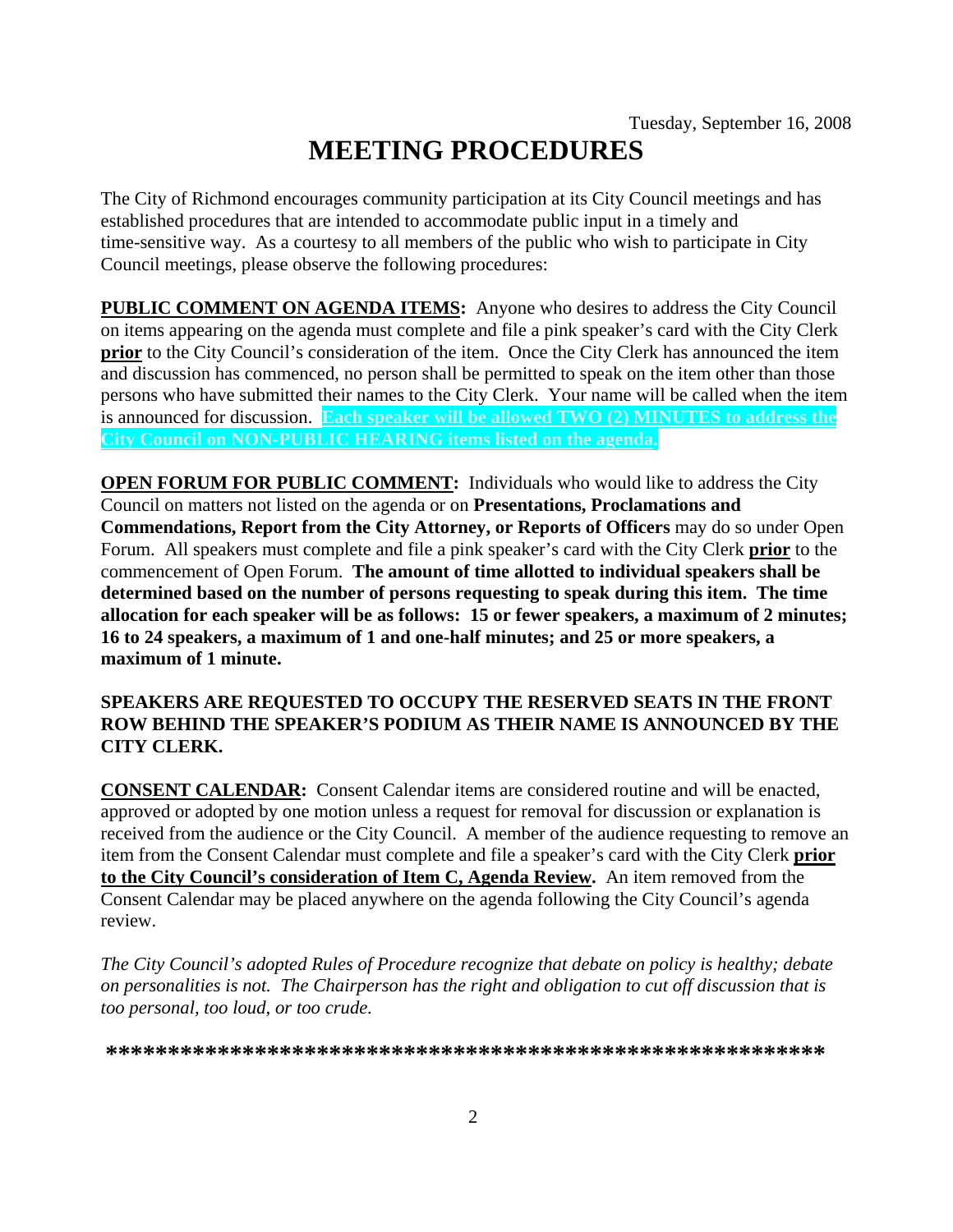Tuesday, September 16, 2008

# MEETING PROCEDURES

The City of Richmond encourages community participation at its City Council meetings and has established procedures that are intended to accommodate public input in a timely and time-sensitive way. As a courtesy to all members of the public who wish to participate in City Council meetings, please observe the following procedures:

**PUBLIC COMMENT ON AGENDA ITEMS:** Anyone who desires to address the City Council on items appearing on the agenda must complete and file a pink speaker's card with the City Clerk **prior** to the City Council's consideration of the item. Once the City Clerk has announced the item and discussion has commenced, no person shall be permitted to speak on the item other than those persons who have submitted their names to the City Clerk. Your name will be called when the item is announced for discussion. **Each speaker will be allowed TWO (2) MINUTES to address the City Council on NON-PUBLIC HEARING items listed on the agenda.**

**OPEN FORUM FOR PUBLIC COMMENT:** Individuals who would like to address the City Council on matters not listed on the agenda or on **Presentations, Proclamations and Commendations, Report from the City Attorney, or Reports of Officers** may do so under Open Forum. All speakers must complete and file a pink speaker's card with the City Clerk **prior** to the commencement of Open Forum. **The amount of time allotted to individual speakers shall be determined based on the number of persons requesting to speak during this item. The time allocation for each speaker will be as follows: 15 or fewer speakers, a maximum of 2 minutes; 16 to 24 speakers, a maximum of 1 and one-half minutes; and 25 or more speakers, a maximum of 1 minute.**

**SPEAKERS ARE REQUESTED TO OCCUPY THE RESERVED SEATS IN THE FRONT ROW BEHIND THE SPEAKER'S PODIUM AS THEIR NAME IS ANNOUNCED BY THE CITY CLERK.**

**CONSENT CALENDAR:** Consent Calendar items are considered routine and will be enacted, approved or adopted by one motion unless a request for removal for discussion or explanation is received from the audience or the City Council. A member of the audience requesting to remove an item from the Consent Calendar must complete and file a speaker's card with the City Clerk **prior to the City Council's consideration of Item C, Agenda Review.** An item removed from the Consent Calendar may be placed anywhere on the agenda following the City Council's agenda review.

*The City Council's adopted Rules of Procedure recognize that debate on policy is healthy; debate on personalities is not. The Chairperson has the right and obligation to cut off discussion that is too personal, too loud, or too crude.*

**\*\*\*\*\*\*\*\*\*\*\*\*\*\*\*\*\*\*\*\*\*\*\*\*\*\*\*\*\*\*\*\*\*\*\*\*\*\*\*\*\*\*\*\*\*\*\*\*\*\*\*\*\*\*\*\*\*\*\*\*\*\*\*\***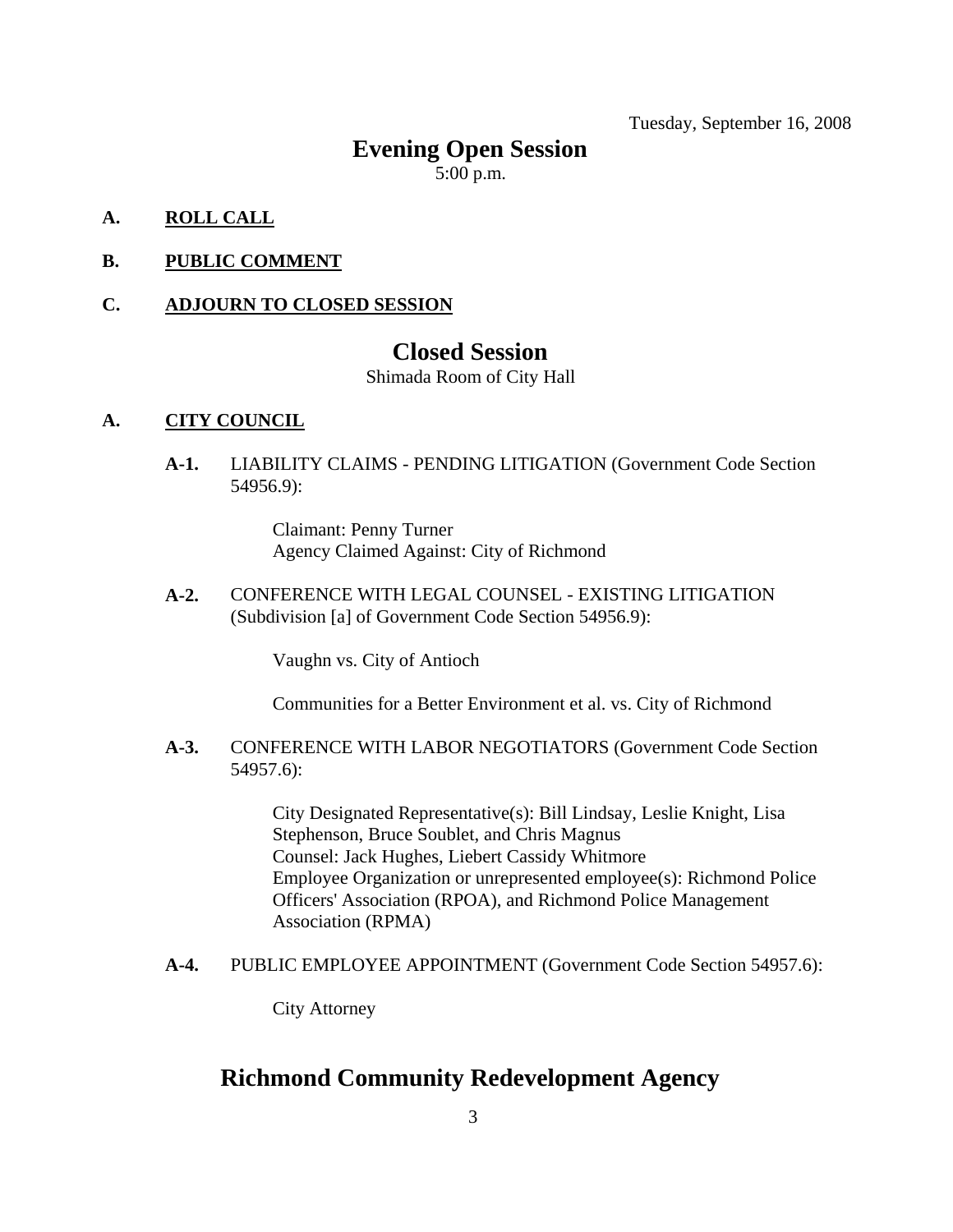Tuesday, September 16, 2008

## Evening Open Session

5:00 p.m.

**A. ROLL CALL**

**B. PUBLIC COMMENT**

**C. ADJOURN TO CLOSED SESSION**

## Closed Session

Shimada Room of City Hall

**A. CITY COUNCIL**

**A-1.** LIABILITY CLAIMS - PENDING LITIGATION (Government Code Section 54956.9):

Claimant: Penny Turner
Agency Claimed Against: City of Richmond

**A-2.** CONFERENCE WITH LEGAL COUNSEL - EXISTING LITIGATION (Subdivision [a] of Government Code Section 54956.9):

Vaughn vs. City of Antioch

Communities for a Better Environment et al. vs. City of Richmond

**A-3.** CONFERENCE WITH LABOR NEGOTIATORS (Government Code Section 54957.6):

City Designated Representative(s): Bill Lindsay, Leslie Knight, Lisa Stephenson, Bruce Soublet, and Chris Magnus
Counsel: Jack Hughes, Liebert Cassidy Whitmore
Employee Organization or unrepresented employee(s): Richmond Police Officers' Association (RPOA), and Richmond Police Management Association (RPMA)

**A-4.** PUBLIC EMPLOYEE APPOINTMENT (Government Code Section 54957.6):

City Attorney

## Richmond Community Redevelopment Agency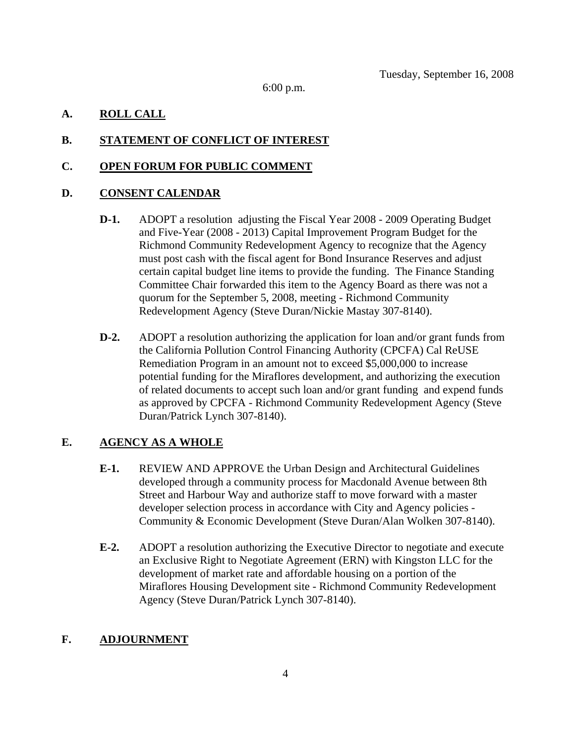Tuesday, September 16, 2008

6:00 p.m.

**A. ROLL CALL**

**B. STATEMENT OF CONFLICT OF INTEREST**

**C. OPEN FORUM FOR PUBLIC COMMENT**

**D. CONSENT CALENDAR**

**D-1.** ADOPT a resolution adjusting the Fiscal Year 2008 - 2009 Operating Budget and Five-Year (2008 - 2013) Capital Improvement Program Budget for the Richmond Community Redevelopment Agency to recognize that the Agency must post cash with the fiscal agent for Bond Insurance Reserves and adjust certain capital budget line items to provide the funding. The Finance Standing Committee Chair forwarded this item to the Agency Board as there was not a quorum for the September 5, 2008, meeting - Richmond Community Redevelopment Agency (Steve Duran/Nickie Mastay 307-8140).

**D-2.** ADOPT a resolution authorizing the application for loan and/or grant funds from the California Pollution Control Financing Authority (CPCFA) Cal ReUSE Remediation Program in an amount not to exceed $5,000,000 to increase potential funding for the Miraflores development, and authorizing the execution of related documents to accept such loan and/or grant funding and expend funds as approved by CPCFA - Richmond Community Redevelopment Agency (Steve Duran/Patrick Lynch 307-8140).

**E. AGENCY AS A WHOLE**

**E-1.** REVIEW AND APPROVE the Urban Design and Architectural Guidelines developed through a community process for Macdonald Avenue between 8th Street and Harbour Way and authorize staff to move forward with a master developer selection process in accordance with City and Agency policies - Community & Economic Development (Steve Duran/Alan Wolken 307-8140).

**E-2.** ADOPT a resolution authorizing the Executive Director to negotiate and execute an Exclusive Right to Negotiate Agreement (ERN) with Kingston LLC for the development of market rate and affordable housing on a portion of the Miraflores Housing Development site - Richmond Community Redevelopment Agency (Steve Duran/Patrick Lynch 307-8140).

**F. ADJOURNMENT**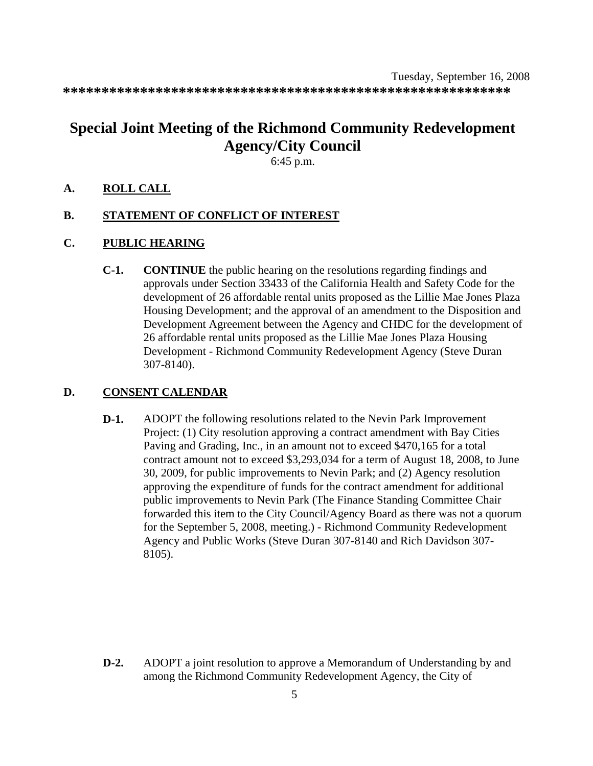Tuesday, September 16, 2008

************************************************************

# Special Joint Meeting of the Richmond Community Redevelopment Agency/City Council

6:45 p.m.

**A. ROLL CALL**

**B. STATEMENT OF CONFLICT OF INTEREST**

**C. PUBLIC HEARING**

**C-1.** **CONTINUE** the public hearing on the resolutions regarding findings and approvals under Section 33433 of the California Health and Safety Code for the development of 26 affordable rental units proposed as the Lillie Mae Jones Plaza Housing Development; and the approval of an amendment to the Disposition and Development Agreement between the Agency and CHDC for the development of 26 affordable rental units proposed as the Lillie Mae Jones Plaza Housing Development - Richmond Community Redevelopment Agency (Steve Duran 307-8140).

**D. CONSENT CALENDAR**

**D-1.** ADOPT the following resolutions related to the Nevin Park Improvement Project: (1) City resolution approving a contract amendment with Bay Cities Paving and Grading, Inc., in an amount not to exceed $470,165 for a total contract amount not to exceed $3,293,034 for a term of August 18, 2008, to June 30, 2009, for public improvements to Nevin Park; and (2) Agency resolution approving the expenditure of funds for the contract amendment for additional public improvements to Nevin Park (The Finance Standing Committee Chair forwarded this item to the City Council/Agency Board as there was not a quorum for the September 5, 2008, meeting.) - Richmond Community Redevelopment Agency and Public Works (Steve Duran 307-8140 and Rich Davidson 307-8105).

**D-2.** ADOPT a joint resolution to approve a Memorandum of Understanding by and among the Richmond Community Redevelopment Agency, the City of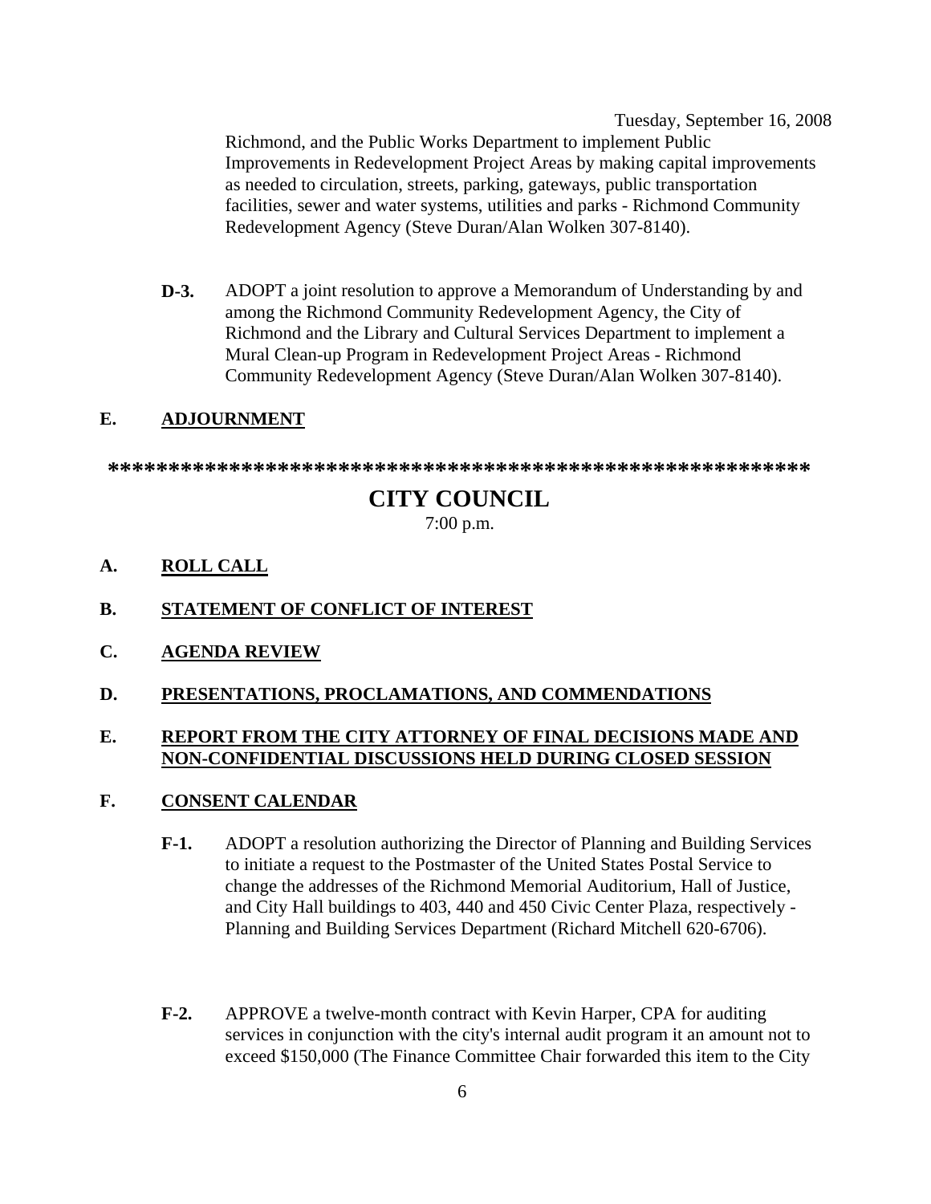Richmond, and the Public Works Department to implement Public Improvements in Redevelopment Project Areas by making capital improvements as needed to circulation, streets, parking, gateways, public transportation facilities, sewer and water systems, utilities and parks - Richmond Community Redevelopment Agency (Steve Duran/Alan Wolken 307-8140).

**D-3.** ADOPT a joint resolution to approve a Memorandum of Understanding by and among the Richmond Community Redevelopment Agency, the City of Richmond and the Library and Cultural Services Department to implement a Mural Clean-up Program in Redevelopment Project Areas - Richmond Community Redevelopment Agency (Steve Duran/Alan Wolken 307-8140).

### E. ADJOURNMENT

**************************************************************

## CITY COUNCIL

7:00 p.m.

### A. ROLL CALL

### B. STATEMENT OF CONFLICT OF INTEREST

### C. AGENDA REVIEW

### D. PRESENTATIONS, PROCLAMATIONS, AND COMMENDATIONS

### E. REPORT FROM THE CITY ATTORNEY OF FINAL DECISIONS MADE AND NON-CONFIDENTIAL DISCUSSIONS HELD DURING CLOSED SESSION

### F. CONSENT CALENDAR

**F-1.** ADOPT a resolution authorizing the Director of Planning and Building Services to initiate a request to the Postmaster of the United States Postal Service to change the addresses of the Richmond Memorial Auditorium, Hall of Justice, and City Hall buildings to 403, 440 and 450 Civic Center Plaza, respectively - Planning and Building Services Department (Richard Mitchell 620-6706).

**F-2.** APPROVE a twelve-month contract with Kevin Harper, CPA for auditing services in conjunction with the city's internal audit program it an amount not to exceed $150,000 (The Finance Committee Chair forwarded this item to the City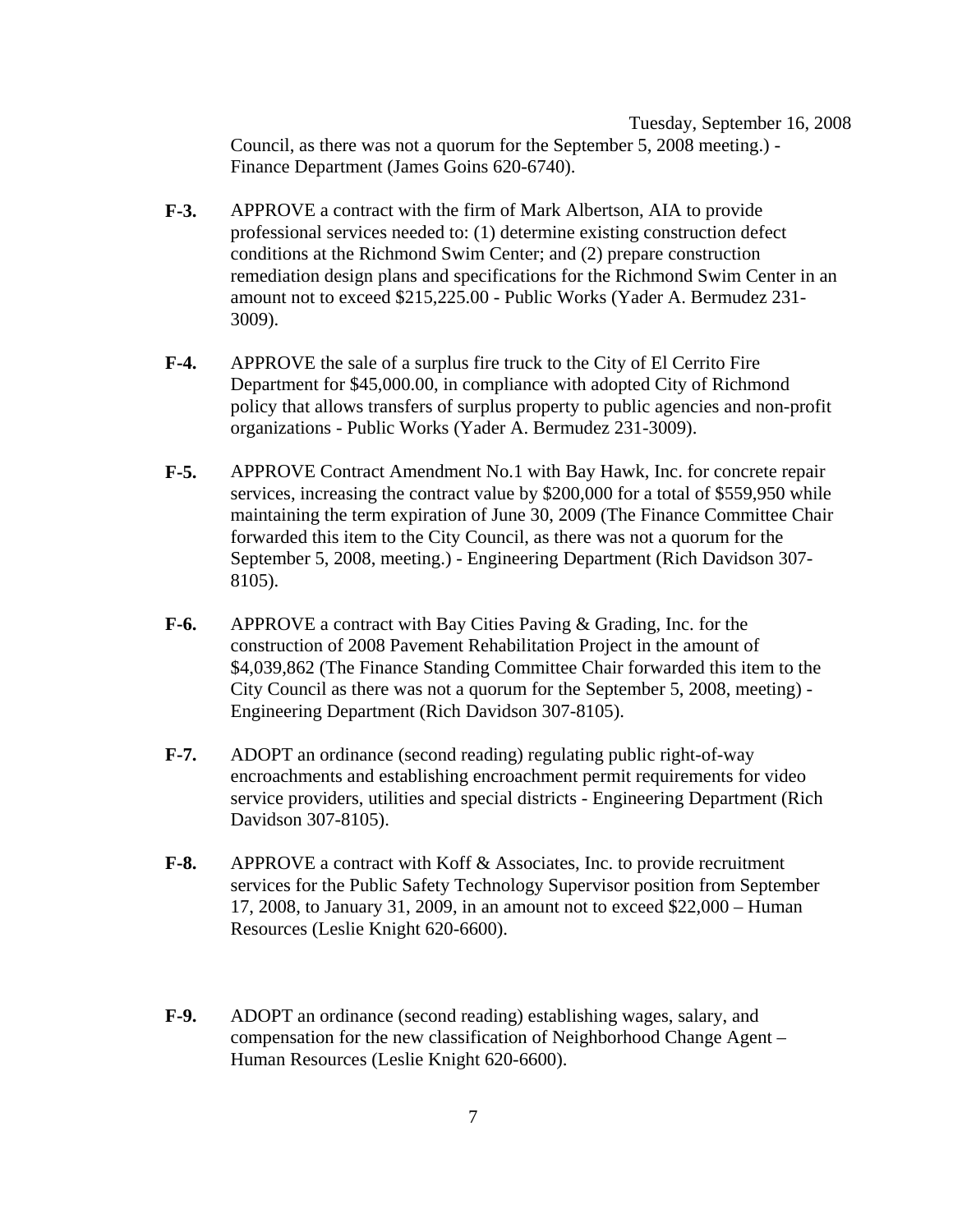Council, as there was not a quorum for the September 5, 2008 meeting.) - Finance Department (James Goins 620-6740).

**F-3.** APPROVE a contract with the firm of Mark Albertson, AIA to provide professional services needed to: (1) determine existing construction defect conditions at the Richmond Swim Center; and (2) prepare construction remediation design plans and specifications for the Richmond Swim Center in an amount not to exceed $215,225.00 - Public Works (Yader A. Bermudez 231-3009).

**F-4.** APPROVE the sale of a surplus fire truck to the City of El Cerrito Fire Department for $45,000.00, in compliance with adopted City of Richmond policy that allows transfers of surplus property to public agencies and non-profit organizations - Public Works (Yader A. Bermudez 231-3009).

**F-5.** APPROVE Contract Amendment No.1 with Bay Hawk, Inc. for concrete repair services, increasing the contract value by $200,000 for a total of $559,950 while maintaining the term expiration of June 30, 2009 (The Finance Committee Chair forwarded this item to the City Council, as there was not a quorum for the September 5, 2008, meeting.) - Engineering Department (Rich Davidson 307-8105).

**F-6.** APPROVE a contract with Bay Cities Paving & Grading, Inc. for the construction of 2008 Pavement Rehabilitation Project in the amount of $4,039,862 (The Finance Standing Committee Chair forwarded this item to the City Council as there was not a quorum for the September 5, 2008, meeting) - Engineering Department (Rich Davidson 307-8105).

**F-7.** ADOPT an ordinance (second reading) regulating public right-of-way encroachments and establishing encroachment permit requirements for video service providers, utilities and special districts - Engineering Department (Rich Davidson 307-8105).

**F-8.** APPROVE a contract with Koff & Associates, Inc. to provide recruitment services for the Public Safety Technology Supervisor position from September 17, 2008, to January 31, 2009, in an amount not to exceed $22,000 – Human Resources (Leslie Knight 620-6600).

**F-9.** ADOPT an ordinance (second reading) establishing wages, salary, and compensation for the new classification of Neighborhood Change Agent – Human Resources (Leslie Knight 620-6600).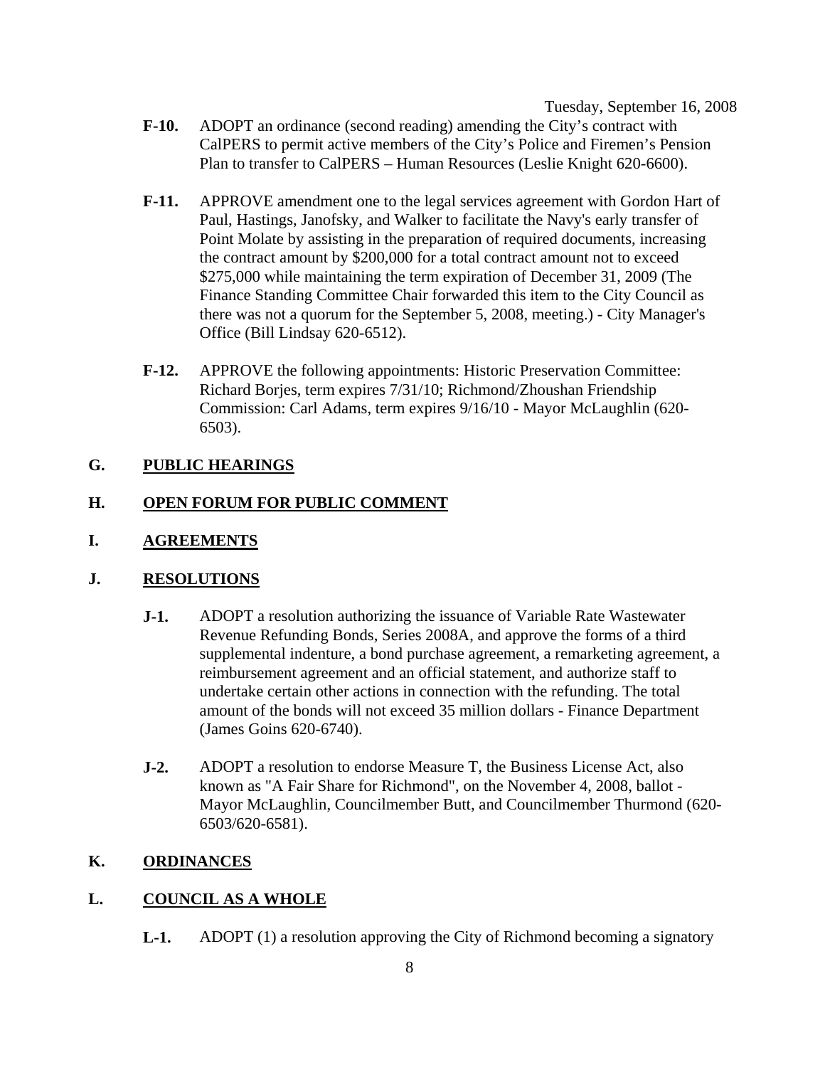- **F-10.** ADOPT an ordinance (second reading) amending the City's contract with CalPERS to permit active members of the City's Police and Firemen's Pension Plan to transfer to CalPERS – Human Resources (Leslie Knight 620-6600).

- **F-11.** APPROVE amendment one to the legal services agreement with Gordon Hart of Paul, Hastings, Janofsky, and Walker to facilitate the Navy's early transfer of Point Molate by assisting in the preparation of required documents, increasing the contract amount by $200,000 for a total contract amount not to exceed $275,000 while maintaining the term expiration of December 31, 2009 (The Finance Standing Committee Chair forwarded this item to the City Council as there was not a quorum for the September 5, 2008, meeting.) - City Manager's Office (Bill Lindsay 620-6512).

- **F-12.** APPROVE the following appointments: Historic Preservation Committee: Richard Borjes, term expires 7/31/10; Richmond/Zhoushan Friendship Commission: Carl Adams, term expires 9/16/10 - Mayor McLaughlin (620-6503).

## G. PUBLIC HEARINGS

## H. OPEN FORUM FOR PUBLIC COMMENT

## I. AGREEMENTS

## J. RESOLUTIONS

- **J-1.** ADOPT a resolution authorizing the issuance of Variable Rate Wastewater Revenue Refunding Bonds, Series 2008A, and approve the forms of a third supplemental indenture, a bond purchase agreement, a remarketing agreement, a reimbursement agreement and an official statement, and authorize staff to undertake certain other actions in connection with the refunding. The total amount of the bonds will not exceed 35 million dollars - Finance Department (James Goins 620-6740).

- **J-2.** ADOPT a resolution to endorse Measure T, the Business License Act, also known as "A Fair Share for Richmond", on the November 4, 2008, ballot - Mayor McLaughlin, Councilmember Butt, and Councilmember Thurmond (620-6503/620-6581).

## K. ORDINANCES

## L. COUNCIL AS A WHOLE

- **L-1.** ADOPT (1) a resolution approving the City of Richmond becoming a signatory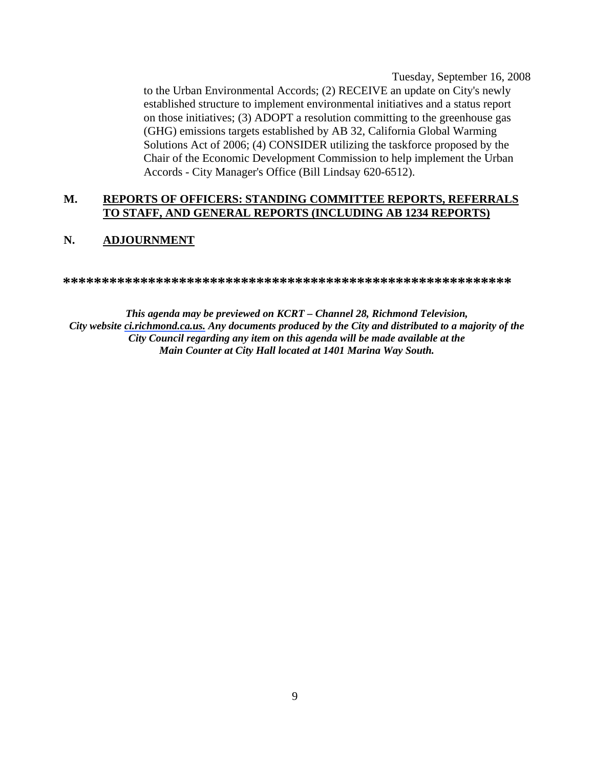to the Urban Environmental Accords; (2) RECEIVE an update on City's newly established structure to implement environmental initiatives and a status report on those initiatives; (3) ADOPT a resolution committing to the greenhouse gas (GHG) emissions targets established by AB 32, California Global Warming Solutions Act of 2006; (4) CONSIDER utilizing the taskforce proposed by the Chair of the Economic Development Commission to help implement the Urban Accords - City Manager's Office (Bill Lindsay 620-6512).

**M. REPORTS OF OFFICERS: STANDING COMMITTEE REPORTS, REFERRALS TO STAFF, AND GENERAL REPORTS (INCLUDING AB 1234 REPORTS)**

**N. ADJOURNMENT**

**\*\*\*\*\*\*\*\*\*\*\*\*\*\*\*\*\*\*\*\*\*\*\*\*\*\*\*\*\*\*\*\*\*\*\*\*\*\*\*\*\*\*\*\*\*\*\*\*\*\*\*\*\*\*\*\*\*\***

***This agenda may be previewed on KCRT – Channel 28, Richmond Television, City website ci.richmond.ca.us. Any documents produced by the City and distributed to a majority of the City Council regarding any item on this agenda will be made available at the Main Counter at City Hall located at 1401 Marina Way South.***